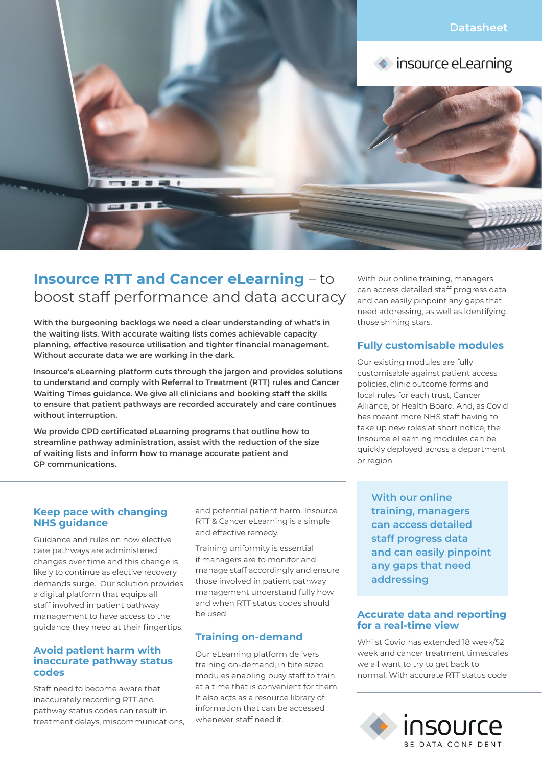Datasheet

insource eLearning

# Insource RTT and Cancer eLearning – to boost staff performance and data accuracy

**With the burgeoning backlogs we need a clear understanding of what's in the waiting lists. With accurate waiting lists comes achievable capacity planning, effective resource utilisation and tighter financial management. Without accurate data we are working in the dark.**

**Insource's eLearning platform cuts through the jargon and provides solutions to understand and comply with Referral to Treatment (RTT) rules and Cancer Waiting Times guidance. We give all clinicians and booking staff the skills to ensure that patient pathways are recorded accurately and care continues without interruption.**

**We provide CPD certificated eLearning programs that outline how to streamline pathway administration, assist with the reduction of the size of waiting lists and inform how to manage accurate patient and GP communications.**

## Keep pace with changing NHS guidance

Guidance and rules on how elective care pathways are administered changes over time and this change is likely to continue as elective recovery demands surge. Our solution provides a digital platform that equips all staff involved in patient pathway management to have access to the guidance they need at their fingertips.

## Avoid patient harm with inaccurate pathway status codes

Staff need to become aware that inaccurately recording RTT and pathway status codes can result in treatment delays, miscommunications, and potential patient harm. Insource RTT & Cancer eLearning is a simple and effective remedy.

Training uniformity is essential if managers are to monitor and manage staff accordingly and ensure those involved in patient pathway management understand fully how and when RTT status codes should be used.

## Training on-demand

Our eLearning platform delivers training on-demand, in bite sized modules enabling busy staff to train at a time that is convenient for them. It also acts as a resource library of information that can be accessed whenever staff need it.

With our online training, managers can access detailed staff progress data and can easily pinpoint any gaps that need addressing, as well as identifying those shining stars.

## Fully customisable modules

Our existing modules are fully customisable against patient access policies, clinic outcome forms and local rules for each trust, Cancer Alliance, or Health Board. And, as Covid has meant more NHS staff having to take up new roles at short notice, the Insource eLearning modules can be quickly deployed across a department or region.

> With our online training, managers can access detailed staff progress data and can easily pinpoint any gaps that need addressing

## Accurate data and reporting for a real-time view

Whilst Covid has extended 18 week/52 week and cancer treatment timescales we all want to try to get back to normal. With accurate RTT status code

insource
BE DATA CONFIDENT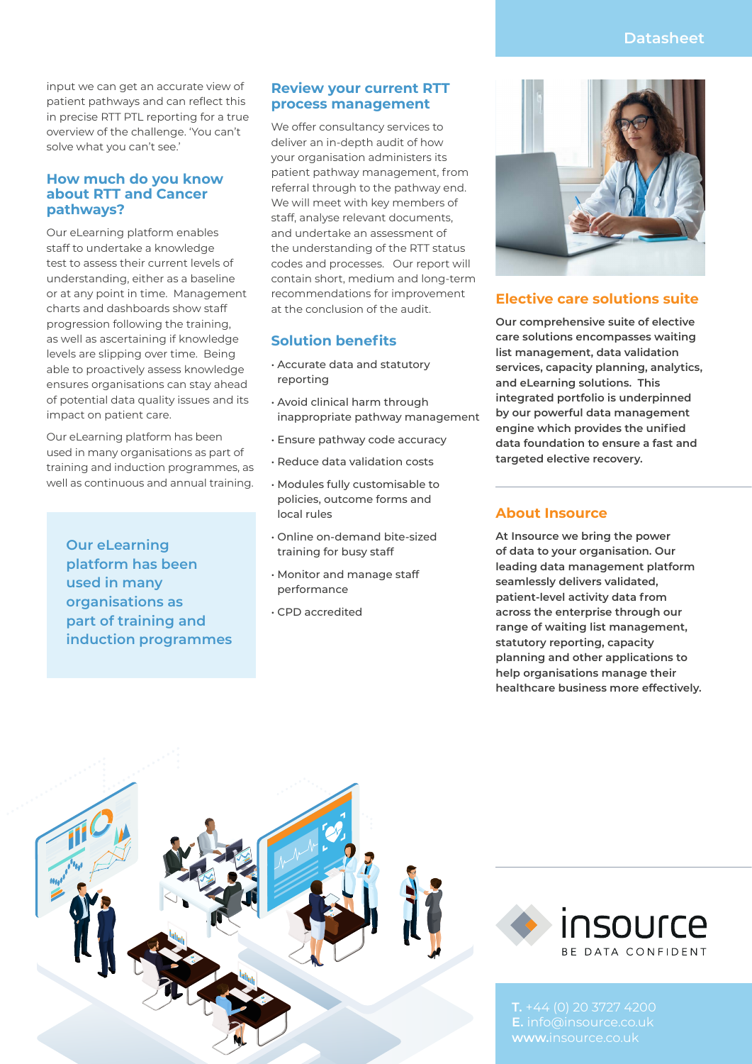input we can get an accurate view of patient pathways and can reflect this in precise RTT PTL reporting for a true overview of the challenge. 'You can't solve what you can't see.'

## How much do you know about RTT and Cancer pathways?

Our eLearning platform enables staff to undertake a knowledge test to assess their current levels of understanding, either as a baseline or at any point in time. Management charts and dashboards show staff progression following the training, as well as ascertaining if knowledge levels are slipping over time. Being able to proactively assess knowledge ensures organisations can stay ahead of potential data quality issues and its impact on patient care.

Our eLearning platform has been used in many organisations as part of training and induction programmes, as well as continuous and annual training.

> Our eLearning platform has been used in many organisations as part of training and induction programmes

## Review your current RTT process management

We offer consultancy services to deliver an in-depth audit of how your organisation administers its patient pathway management, from referral through to the pathway end. We will meet with key members of staff, analyse relevant documents, and undertake an assessment of the understanding of the RTT status codes and processes. Our report will contain short, medium and long-term recommendations for improvement at the conclusion of the audit.

## Solution benefits

- Accurate data and statutory reporting
- Avoid clinical harm through inappropriate pathway management
- Ensure pathway code accuracy
- Reduce data validation costs
- Modules fully customisable to policies, outcome forms and local rules
- Online on-demand bite-sized training for busy staff
- Monitor and manage staff performance
- CPD accredited

## Elective care solutions suite

**Our comprehensive suite of elective care solutions encompasses waiting list management, data validation services, capacity planning, analytics, and eLearning solutions. This integrated portfolio is underpinned by our powerful data management engine which provides the unified data foundation to ensure a fast and targeted elective recovery.**

## About Insource

**At Insource we bring the power of data to your organisation. Our leading data management platform seamlessly delivers validated, patient-level activity data from across the enterprise through our range of waiting list management, statutory reporting, capacity planning and other applications to help organisations manage their healthcare business more effectively.**

insource
BE DATA CONFIDENT

**T.** +44 (0) 20 3727 4200
**E.** info@insource.co.uk
**www.**insource.co.uk